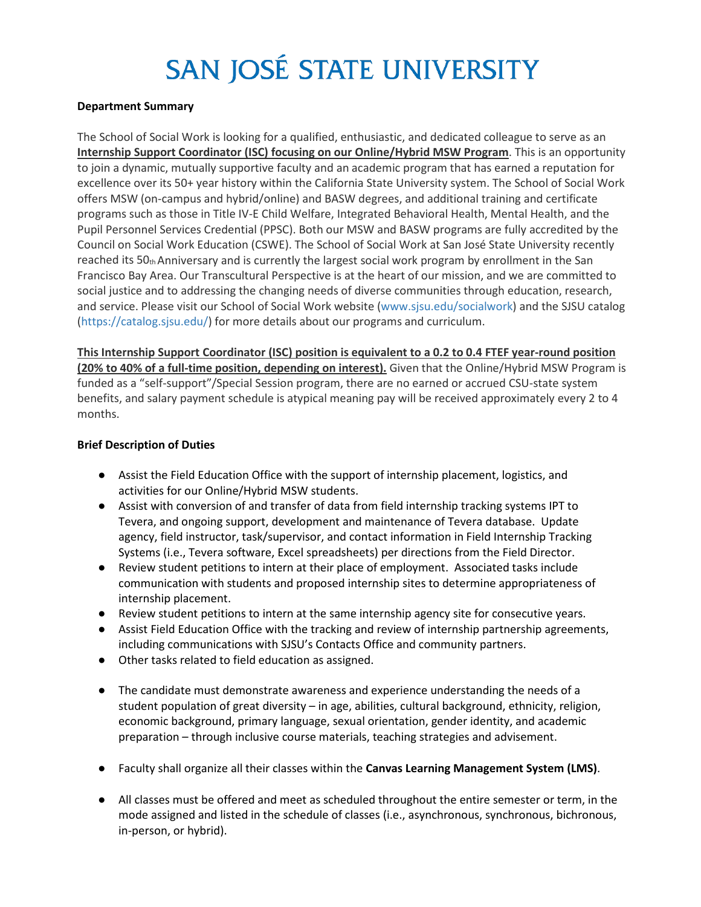# SAN JOSÉ STATE UNIVERSITY

**Department Summary**

The School of Social Work is looking for a qualified, enthusiastic, and dedicated colleague to serve as an **Internship Support Coordinator (ISC) focusing on our Online/Hybrid MSW Program**. This is an opportunity to join a dynamic, mutually supportive faculty and an academic program that has earned a reputation for excellence over its 50+ year history within the California State University system. The School of Social Work offers MSW (on-campus and hybrid/online) and BASW degrees, and additional training and certificate programs such as those in Title IV-E Child Welfare, Integrated Behavioral Health, Mental Health, and the Pupil Personnel Services Credential (PPSC). Both our MSW and BASW programs are fully accredited by the Council on Social Work Education (CSWE). The School of Social Work at San José State University recently reached its 50th Anniversary and is currently the largest social work program by enrollment in the San Francisco Bay Area. Our Transcultural Perspective is at the heart of our mission, and we are committed to social justice and to addressing the changing needs of diverse communities through education, research, and service. Please visit our School of Social Work website (www.sjsu.edu/socialwork) and the SJSU catalog (https://catalog.sjsu.edu/) for more details about our programs and curriculum.

**This Internship Support Coordinator (ISC) position is equivalent to a 0.2 to 0.4 FTEF year-round position (20% to 40% of a full-time position, depending on interest).** Given that the Online/Hybrid MSW Program is funded as a "self-support"/Special Session program, there are no earned or accrued CSU-state system benefits, and salary payment schedule is atypical meaning pay will be received approximately every 2 to 4 months.

**Brief Description of Duties**

- Assist the Field Education Office with the support of internship placement, logistics, and activities for our Online/Hybrid MSW students.
- Assist with conversion of and transfer of data from field internship tracking systems IPT to Tevera, and ongoing support, development and maintenance of Tevera database. Update agency, field instructor, task/supervisor, and contact information in Field Internship Tracking Systems (i.e., Tevera software, Excel spreadsheets) per directions from the Field Director.
- Review student petitions to intern at their place of employment. Associated tasks include communication with students and proposed internship sites to determine appropriateness of internship placement.
- Review student petitions to intern at the same internship agency site for consecutive years.
- Assist Field Education Office with the tracking and review of internship partnership agreements, including communications with SJSU's Contacts Office and community partners.
- Other tasks related to field education as assigned.

- The candidate must demonstrate awareness and experience understanding the needs of a student population of great diversity – in age, abilities, cultural background, ethnicity, religion, economic background, primary language, sexual orientation, gender identity, and academic preparation – through inclusive course materials, teaching strategies and advisement.

- Faculty shall organize all their classes within the **Canvas Learning Management System (LMS)**.

- All classes must be offered and meet as scheduled throughout the entire semester or term, in the mode assigned and listed in the schedule of classes (i.e., asynchronous, synchronous, bichronous, in-person, or hybrid).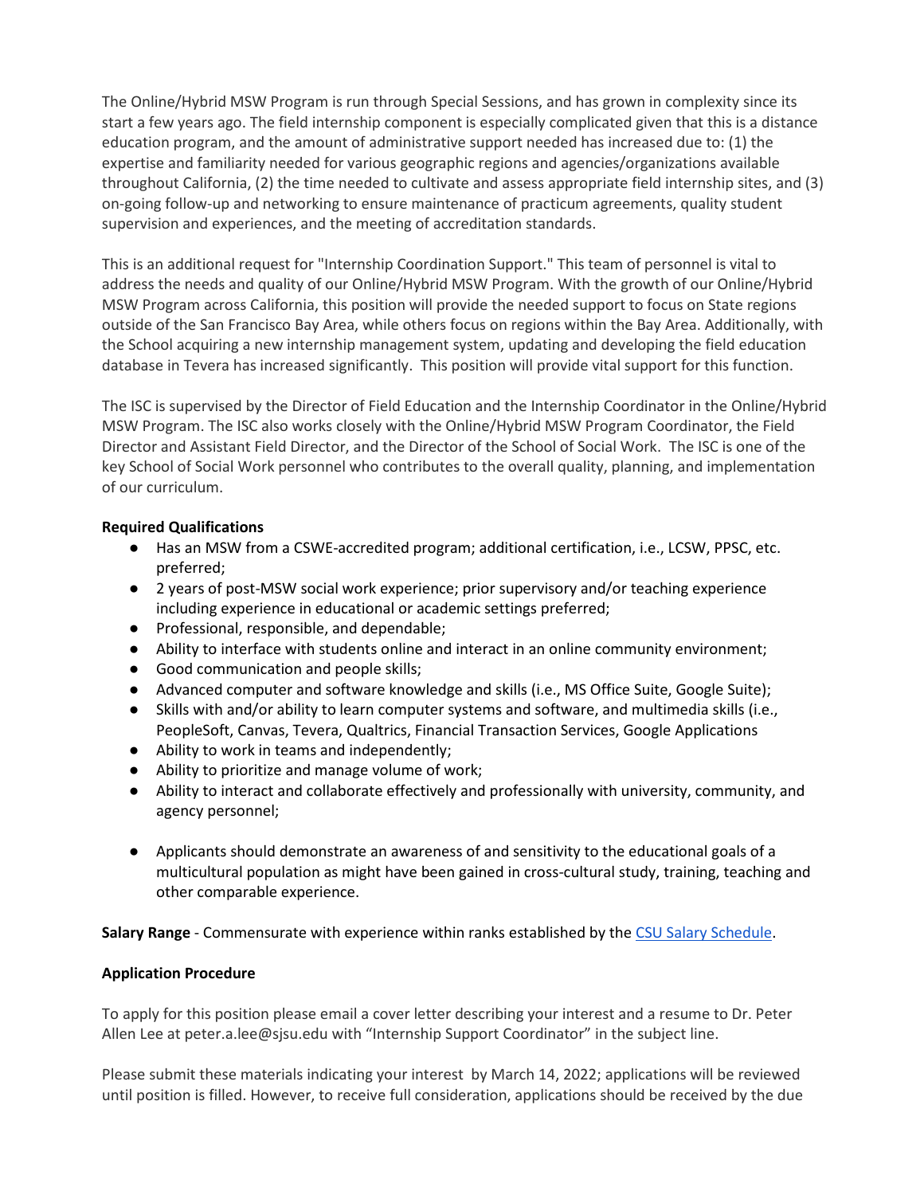The Online/Hybrid MSW Program is run through Special Sessions, and has grown in complexity since its start a few years ago. The field internship component is especially complicated given that this is a distance education program, and the amount of administrative support needed has increased due to: (1) the expertise and familiarity needed for various geographic regions and agencies/organizations available throughout California, (2) the time needed to cultivate and assess appropriate field internship sites, and (3) on-going follow-up and networking to ensure maintenance of practicum agreements, quality student supervision and experiences, and the meeting of accreditation standards.

This is an additional request for "Internship Coordination Support." This team of personnel is vital to address the needs and quality of our Online/Hybrid MSW Program. With the growth of our Online/Hybrid MSW Program across California, this position will provide the needed support to focus on State regions outside of the San Francisco Bay Area, while others focus on regions within the Bay Area. Additionally, with the School acquiring a new internship management system, updating and developing the field education database in Tevera has increased significantly. This position will provide vital support for this function.

The ISC is supervised by the Director of Field Education and the Internship Coordinator in the Online/Hybrid MSW Program. The ISC also works closely with the Online/Hybrid MSW Program Coordinator, the Field Director and Assistant Field Director, and the Director of the School of Social Work. The ISC is one of the key School of Social Work personnel who contributes to the overall quality, planning, and implementation of our curriculum.

**Required Qualifications**

- Has an MSW from a CSWE-accredited program; additional certification, i.e., LCSW, PPSC, etc. preferred;
- 2 years of post-MSW social work experience; prior supervisory and/or teaching experience including experience in educational or academic settings preferred;
- Professional, responsible, and dependable;
- Ability to interface with students online and interact in an online community environment;
- Good communication and people skills;
- Advanced computer and software knowledge and skills (i.e., MS Office Suite, Google Suite);
- Skills with and/or ability to learn computer systems and software, and multimedia skills (i.e., PeopleSoft, Canvas, Tevera, Qualtrics, Financial Transaction Services, Google Applications
- Ability to work in teams and independently;
- Ability to prioritize and manage volume of work;
- Ability to interact and collaborate effectively and professionally with university, community, and agency personnel;
- Applicants should demonstrate an awareness of and sensitivity to the educational goals of a multicultural population as might have been gained in cross-cultural study, training, teaching and other comparable experience.

**Salary Range** - Commensurate with experience within ranks established by the CSU Salary Schedule.

**Application Procedure**

To apply for this position please email a cover letter describing your interest and a resume to Dr. Peter Allen Lee at peter.a.lee@sjsu.edu with "Internship Support Coordinator" in the subject line.

Please submit these materials indicating your interest by March 14, 2022; applications will be reviewed until position is filled. However, to receive full consideration, applications should be received by the due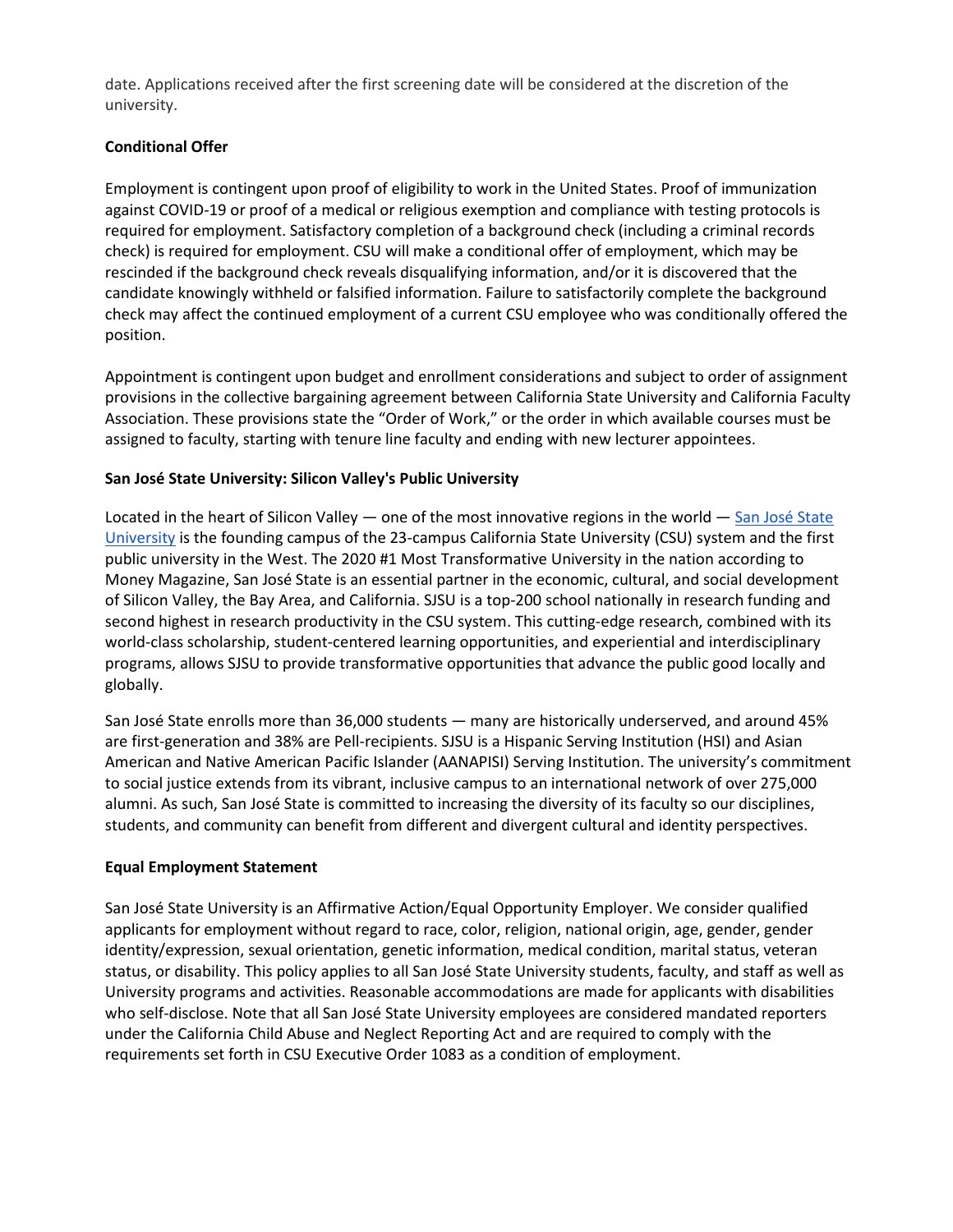date. Applications received after the first screening date will be considered at the discretion of the university.

**Conditional Offer**

Employment is contingent upon proof of eligibility to work in the United States. Proof of immunization against COVID-19 or proof of a medical or religious exemption and compliance with testing protocols is required for employment. Satisfactory completion of a background check (including a criminal records check) is required for employment. CSU will make a conditional offer of employment, which may be rescinded if the background check reveals disqualifying information, and/or it is discovered that the candidate knowingly withheld or falsified information. Failure to satisfactorily complete the background check may affect the continued employment of a current CSU employee who was conditionally offered the position.

Appointment is contingent upon budget and enrollment considerations and subject to order of assignment provisions in the collective bargaining agreement between California State University and California Faculty Association. These provisions state the "Order of Work," or the order in which available courses must be assigned to faculty, starting with tenure line faculty and ending with new lecturer appointees.

**San José State University: Silicon Valley's Public University**

Located in the heart of Silicon Valley — one of the most innovative regions in the world — San José State University is the founding campus of the 23-campus California State University (CSU) system and the first public university in the West. The 2020 #1 Most Transformative University in the nation according to Money Magazine, San José State is an essential partner in the economic, cultural, and social development of Silicon Valley, the Bay Area, and California. SJSU is a top-200 school nationally in research funding and second highest in research productivity in the CSU system. This cutting-edge research, combined with its world-class scholarship, student-centered learning opportunities, and experiential and interdisciplinary programs, allows SJSU to provide transformative opportunities that advance the public good locally and globally.

San José State enrolls more than 36,000 students — many are historically underserved, and around 45% are first-generation and 38% are Pell-recipients. SJSU is a Hispanic Serving Institution (HSI) and Asian American and Native American Pacific Islander (AANAPISI) Serving Institution. The university's commitment to social justice extends from its vibrant, inclusive campus to an international network of over 275,000 alumni. As such, San José State is committed to increasing the diversity of its faculty so our disciplines, students, and community can benefit from different and divergent cultural and identity perspectives.

**Equal Employment Statement**

San José State University is an Affirmative Action/Equal Opportunity Employer. We consider qualified applicants for employment without regard to race, color, religion, national origin, age, gender, gender identity/expression, sexual orientation, genetic information, medical condition, marital status, veteran status, or disability. This policy applies to all San José State University students, faculty, and staff as well as University programs and activities. Reasonable accommodations are made for applicants with disabilities who self-disclose. Note that all San José State University employees are considered mandated reporters under the California Child Abuse and Neglect Reporting Act and are required to comply with the requirements set forth in CSU Executive Order 1083 as a condition of employment.